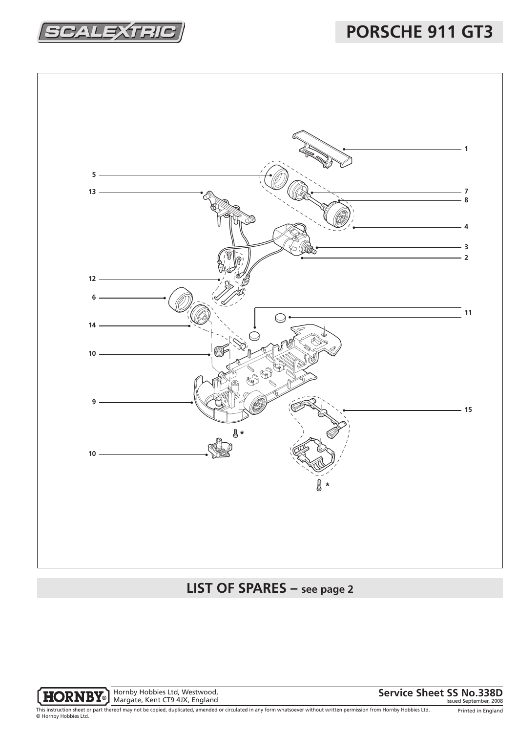# PORCHE 911 GT3

## LIST OF SPARES – see page 2

Hornby Hobbies Ltd, Westwood,
Margate, Kent CT9 4JX, England

**Service Sheet SS No.338D**
Issued September, 2008

This instruction sheet or part thereof may not be copied, duplicated, amended or circulated in any form whatsoever without written permission from Hornby Hobbies Ltd.
© Hornby Hobbies Ltd.

Printed in England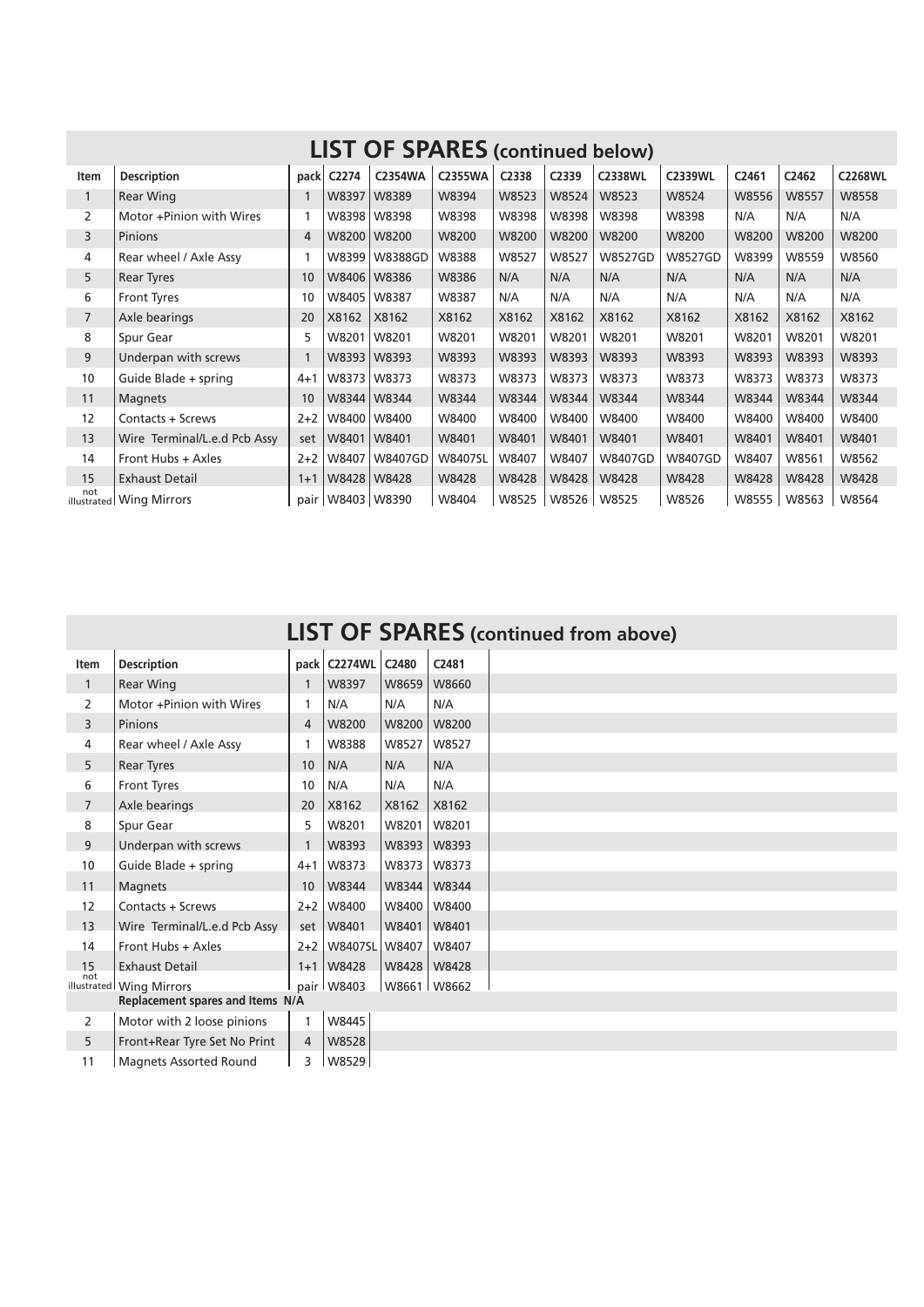## LIST OF SPARES (continued below)

| Item | Description | pack | C2274 | C2354WA | C2355WA | C2338 | C2339 | C2338WL | C2339WL | C2461 | C2462 | C2268WL |
|---|---|---|---|---|---|---|---|---|---|---|---|---|
| 1 | Rear Wing | 1 | W8397 | W8389 | W8394 | W8523 | W8524 | W8523 | W8524 | W8556 | W8557 | W8558 |
| 2 | Motor +Pinion with Wires | 1 | W8398 | W8398 | W8398 | W8398 | W8398 | W8398 | W8398 | N/A | N/A | N/A |
| 3 | Pinions | 4 | W8200 | W8200 | W8200 | W8200 | W8200 | W8200 | W8200 | W8200 | W8200 | W8200 |
| 4 | Rear wheel / Axle Assy | 1 | W8399 | W8388GD | W8388 | W8527 | W8527 | W8527GD | W8527GD | W8399 | W8559 | W8560 |
| 5 | Rear Tyres | 10 | W8406 | W8386 | W8386 | N/A | N/A | N/A | N/A | N/A | N/A | N/A |
| 6 | Front Tyres | 10 | W8405 | W8387 | W8387 | N/A | N/A | N/A | N/A | N/A | N/A | N/A |
| 7 | Axle bearings | 20 | X8162 | X8162 | X8162 | X8162 | X8162 | X8162 | X8162 | X8162 | X8162 | X8162 |
| 8 | Spur Gear | 5 | W8201 | W8201 | W8201 | W8201 | W8201 | W8201 | W8201 | W8201 | W8201 | W8201 |
| 9 | Underpan with screws | 1 | W8393 | W8393 | W8393 | W8393 | W8393 | W8393 | W8393 | W8393 | W8393 | W8393 |
| 10 | Guide Blade + spring | 4+1 | W8373 | W8373 | W8373 | W8373 | W8373 | W8373 | W8373 | W8373 | W8373 | W8373 |
| 11 | Magnets | 10 | W8344 | W8344 | W8344 | W8344 | W8344 | W8344 | W8344 | W8344 | W8344 | W8344 |
| 12 | Contacts + Screws | 2+2 | W8400 | W8400 | W8400 | W8400 | W8400 | W8400 | W8400 | W8400 | W8400 | W8400 |
| 13 | Wire Terminal/L.e.d Pcb Assy | set | W8401 | W8401 | W8401 | W8401 | W8401 | W8401 | W8401 | W8401 | W8401 | W8401 |
| 14 | Front Hubs + Axles | 2+2 | W8407 | W8407GD | W8407SL | W8407 | W8407 | W8407GD | W8407GD | W8407 | W8561 | W8562 |
| 15 | Exhaust Detail | 1+1 | W8428 | W8428 | W8428 | W8428 | W8428 | W8428 | W8428 | W8428 | W8428 | W8428 |
| not illustrated | Wing Mirrors | pair | W8403 | W8390 | W8404 | W8525 | W8526 | W8525 | W8526 | W8555 | W8563 | W8564 |

## LIST OF SPARES (continued from above)

| Item | Description | pack | C2274WL | C2480 | C2481 |
|---|---|---|---|---|---|
| 1 | Rear Wing | 1 | W8397 | W8659 | W8660 |
| 2 | Motor +Pinion with Wires | 1 | N/A | N/A | N/A |
| 3 | Pinions | 4 | W8200 | W8200 | W8200 |
| 4 | Rear wheel / Axle Assy | 1 | W8388 | W8527 | W8527 |
| 5 | Rear Tyres | 10 | N/A | N/A | N/A |
| 6 | Front Tyres | 10 | N/A | N/A | N/A |
| 7 | Axle bearings | 20 | X8162 | X8162 | X8162 |
| 8 | Spur Gear | 5 | W8201 | W8201 | W8201 |
| 9 | Underpan with screws | 1 | W8393 | W8393 | W8393 |
| 10 | Guide Blade + spring | 4+1 | W8373 | W8373 | W8373 |
| 11 | Magnets | 10 | W8344 | W8344 | W8344 |
| 12 | Contacts + Screws | 2+2 | W8400 | W8400 | W8400 |
| 13 | Wire Terminal/L.e.d Pcb Assy | set | W8401 | W8401 | W8401 |
| 14 | Front Hubs + Axles | 2+2 | W8407SL | W8407 | W8407 |
| 15 | Exhaust Detail | 1+1 | W8428 | W8428 | W8428 |
| not illustrated | Wing Mirrors | pair | W8403 | W8661 | W8662 |
| | **Replacement spares and Items N/A** | | | | |
| 2 | Motor with 2 loose pinions | 1 | W8445 | | |
| 5 | Front+Rear Tyre Set No Print | 4 | W8528 | | |
| 11 | Magnets Assorted Round | 3 | W8529 | | |